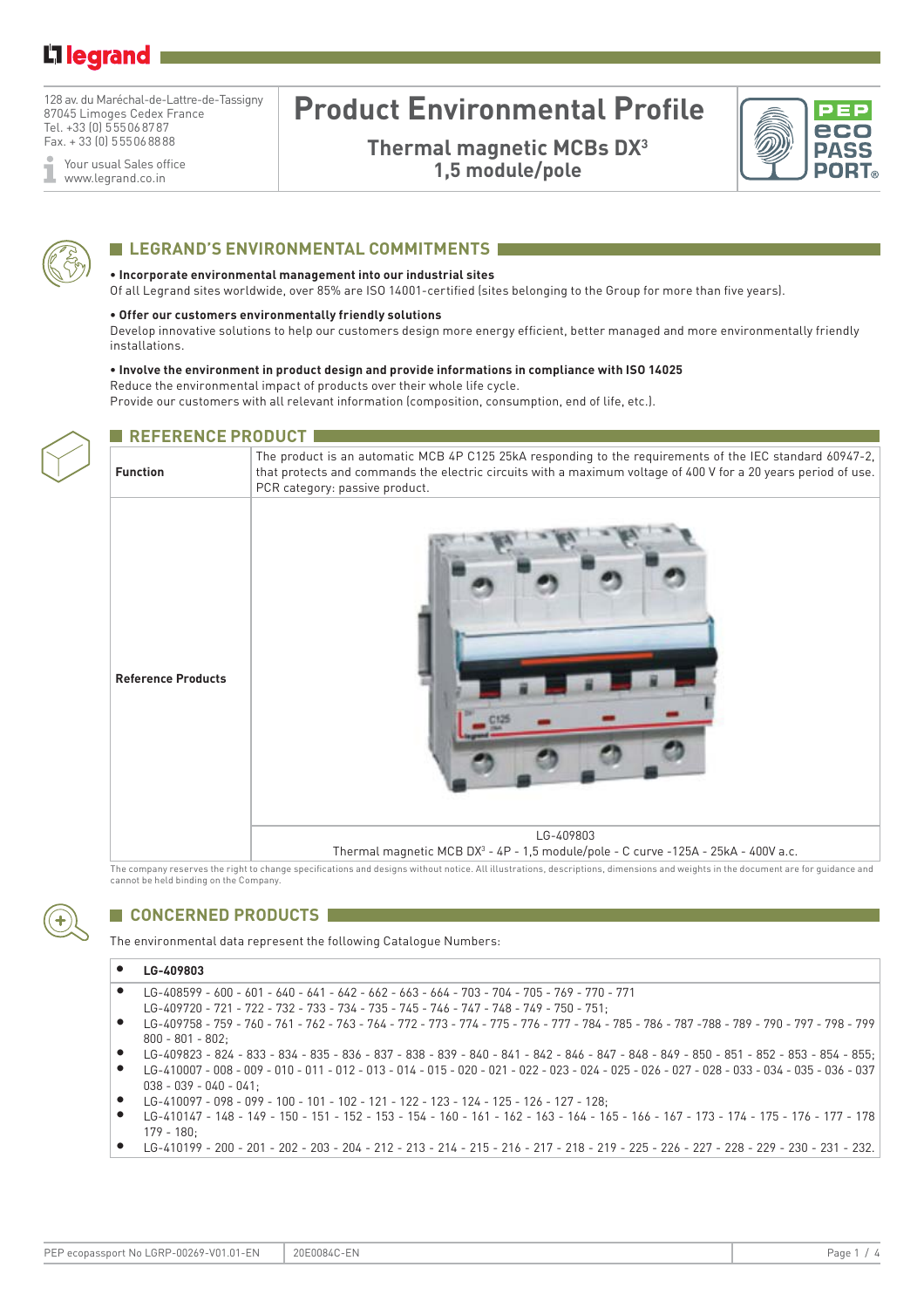128 av. du Maréchal-de-Lattre-de-Tassigny
87045 Limoges Cedex France
Tel. +33 (0) 5 55 06 87 87
Fax. + 33 (0) 5 55 06 88 88

Your usual Sales office
www.legrand.co.in

# Product Environmental Profile

**Thermal magnetic MCBs DX³**
**1,5 module/pole**

## LEGRAND'S ENVIRONMENTAL COMMITMENTS

**• Incorporate environmental management into our industrial sites**
Of all Legrand sites worldwide, over 85% are ISO 14001-certified (sites belonging to the Group for more than five years).

**• Offer our customers environmentally friendly solutions**
Develop innovative solutions to help our customers design more energy efficient, better managed and more environmentally friendly installations.

**• Involve the environment in product design and provide informations in compliance with ISO 14025**
Reduce the environmental impact of products over their whole life cycle.
Provide our customers with all relevant information (composition, consumption, end of life, etc.).

## REFERENCE PRODUCT

| | |
|---|---|
| **Function** | The product is an automatic MCB 4P C125 25kA responding to the requirements of the IEC standard 60947-2, that protects and commands the electric circuits with a maximum voltage of 400 V for a 20 years period of use. PCR category: passive product. |
| **Reference Products** | LG-409803<br>Thermal magnetic MCB DX³ - 4P - 1,5 module/pole - C curve -125A - 25kA - 400V a.c. |

The company reserves the right to change specifications and designs without notice. All illustrations, descriptions, dimensions and weights in the document are for guidance and cannot be held binding on the Company.

## CONCERNED PRODUCTS

The environmental data represent the following Catalogue Numbers:

- **LG-409803**
- LG-408599 - 600 - 601 - 640 - 641 - 642 - 662 - 663 - 664 - 703 - 704 - 705 - 769 - 770 - 771
  LG-409720 - 721 - 722 - 732 - 733 - 734 - 735 - 745 - 746 - 747 - 748 - 749 - 750 - 751;
- LG-409758 - 759 - 760 - 761 - 762 - 763 - 764 - 772 - 773 - 774 - 775 - 776 - 777 - 784 - 785 - 786 - 787 -788 - 789 - 790 - 797 - 798 - 799 800 - 801 - 802;
- LG-409823 - 824 - 833 - 834 - 835 - 836 - 837 - 838 - 839 - 840 - 841 - 842 - 846 - 847 - 848 - 849 - 850 - 851 - 852 - 853 - 854 - 855;
- LG-410007 - 008 - 009 - 010 - 011 - 012 - 013 - 014 - 015 - 020 - 021 - 022 - 023 - 024 - 025 - 026 - 027 - 028 - 033 - 034 - 035 - 036 - 037 038 - 039 - 040 - 041;
- LG-410097 - 098 - 099 - 100 - 101 - 102 - 121 - 122 - 123 - 124 - 125 - 126 - 127 - 128;
- LG-410147 - 148 - 149 - 150 - 151 - 152 - 153 - 154 - 160 - 161 - 162 - 163 - 164 - 165 - 166 - 167 - 173 - 174 - 175 - 176 - 177 - 178 179 - 180;
- LG-410199 - 200 - 201 - 202 - 203 - 204 - 212 - 213 - 214 - 215 - 216 - 217 - 218 - 219 - 225 - 226 - 227 - 228 - 229 - 230 - 231 - 232.

PEP ecopassport No LGRP-00269-V01.01-EN | 20E0084C-EN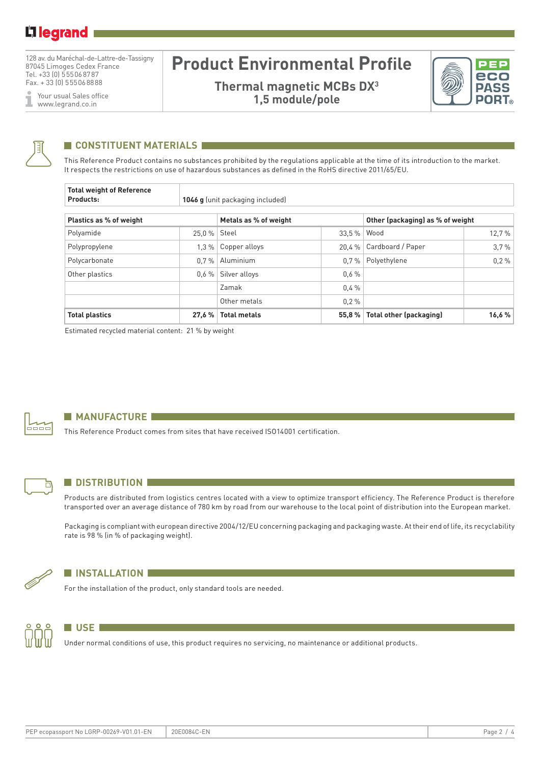# Product Environmental Profile

## Thermal magnetic MCBs DX³ 1,5 module/pole

128 av. du Maréchal-de-Lattre-de-Tassigny
87045 Limoges Cedex France
Tel. +33 (0) 555068787
Fax. + 33 (0) 555068888

Your usual Sales office
www.legrand.co.in

## CONSTITUENT MATERIALS

This Reference Product contains no substances prohibited by the regulations applicable at the time of its introduction to the market. It respects the restrictions on use of hazardous substances as defined in the RoHS directive 2011/65/EU.

| **Total weight of Reference Products:** | **1046 g** (unit packaging included) |
|---|---|

| **Plastics as % of weight** | | **Metals as % of weight** | | **Other (packaging) as % of weight** | |
|---|---|---|---|---|---|
| Polyamide | 25,0 % | Steel | 33,5 % | Wood | 12,7 % |
| Polypropylene | 1,3 % | Copper alloys | 20,4 % | Cardboard / Paper | 3,7 % |
| Polycarbonate | 0,7 % | Aluminium | 0,7 % | Polyethylene | 0,2 % |
| Other plastics | 0,6 % | Silver alloys | 0,6 % | | |
| | | Zamak | 0,4 % | | |
| | | Other metals | 0,2 % | | |
| **Total plastics** | **27,6 %** | **Total metals** | **55,8 %** | **Total other (packaging)** | **16,6 %** |

Estimated recycled material content: 21 % by weight

## MANUFACTURE

This Reference Product comes from sites that have received ISO14001 certification.

## DISTRIBUTION

Products are distributed from logistics centres located with a view to optimize transport efficiency. The Reference Product is therefore transported over an average distance of 780 km by road from our warehouse to the local point of distribution into the European market.

Packaging is compliant with european directive 2004/12/EU concerning packaging and packaging waste. At their end of life, its recyclability rate is 98 % (in % of packaging weight).

## INSTALLATION

For the installation of the product, only standard tools are needed.

## USE

Under normal conditions of use, this product requires no servicing, no maintenance or additional products.

PEP ecopassport No LGRP-00269-V01.01-EN | 20E0084C-EN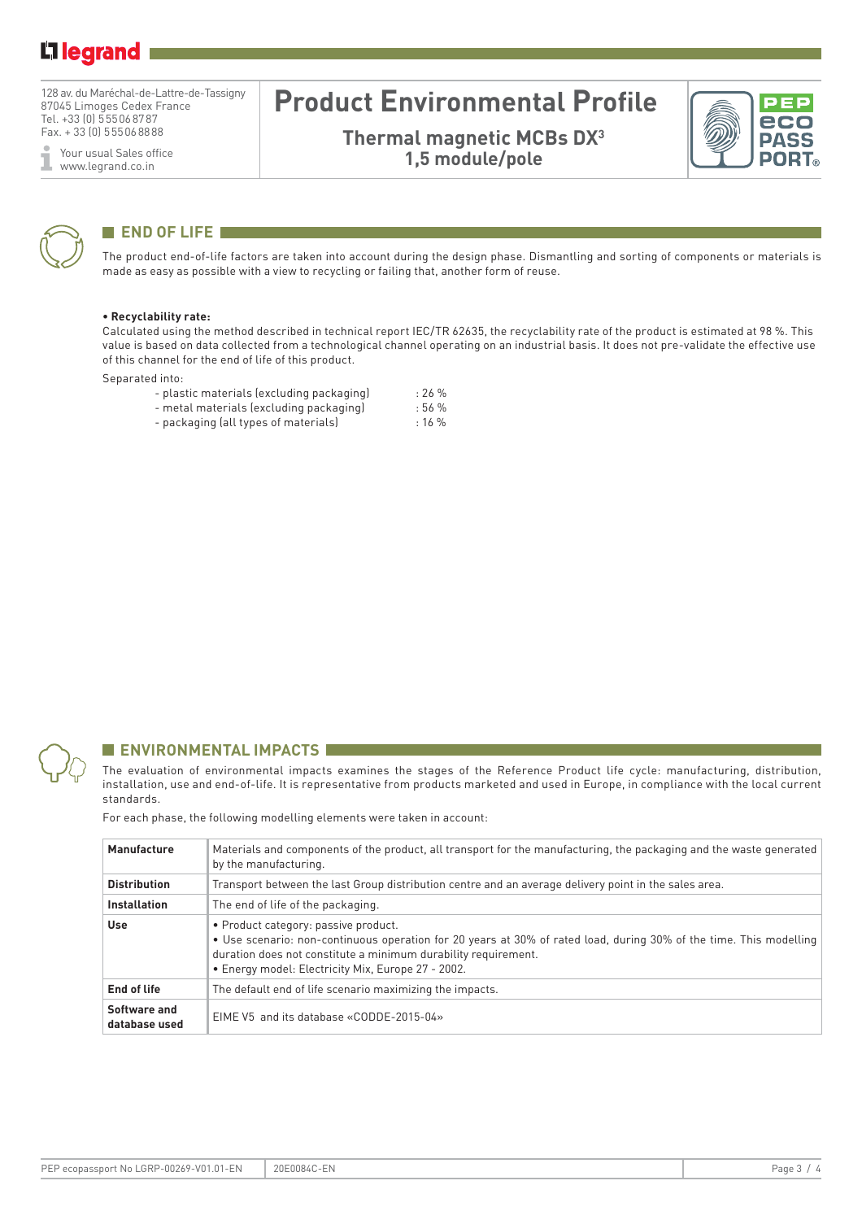## END OF LIFE

The product end-of-life factors are taken into account during the design phase. Dismantling and sorting of components or materials is made as easy as possible with a view to recycling or failing that, another form of reuse.

**• Recyclability rate:**

Calculated using the method described in technical report IEC/TR 62635, the recyclability rate of the product is estimated at 98 %. This value is based on data collected from a technological channel operating on an industrial basis. It does not pre-validate the effective use of this channel for the end of life of this product.

Separated into:

- plastic materials (excluding packaging) : 26 %
- metal materials (excluding packaging) : 56 %
- packaging (all types of materials) : 16 %

## ENVIRONMENTAL IMPACTS

The evaluation of environmental impacts examines the stages of the Reference Product life cycle: manufacturing, distribution, installation, use and end-of-life. It is representative from products marketed and used in Europe, in compliance with the local current standards.

For each phase, the following modelling elements were taken in account:

| | |
|---|---|
| **Manufacture** | Materials and components of the product, all transport for the manufacturing, the packaging and the waste generated by the manufacturing. |
| **Distribution** | Transport between the last Group distribution centre and an average delivery point in the sales area. |
| **Installation** | The end of life of the packaging. |
| **Use** | • Product category: passive product.<br>• Use scenario: non-continuous operation for 20 years at 30% of rated load, during 30% of the time. This modelling duration does not constitute a minimum durability requirement.<br>• Energy model: Electricity Mix, Europe 27 - 2002. |
| **End of life** | The default end of life scenario maximizing the impacts. |
| **Software and database used** | EIME V5 and its database «CODDE-2015-04» |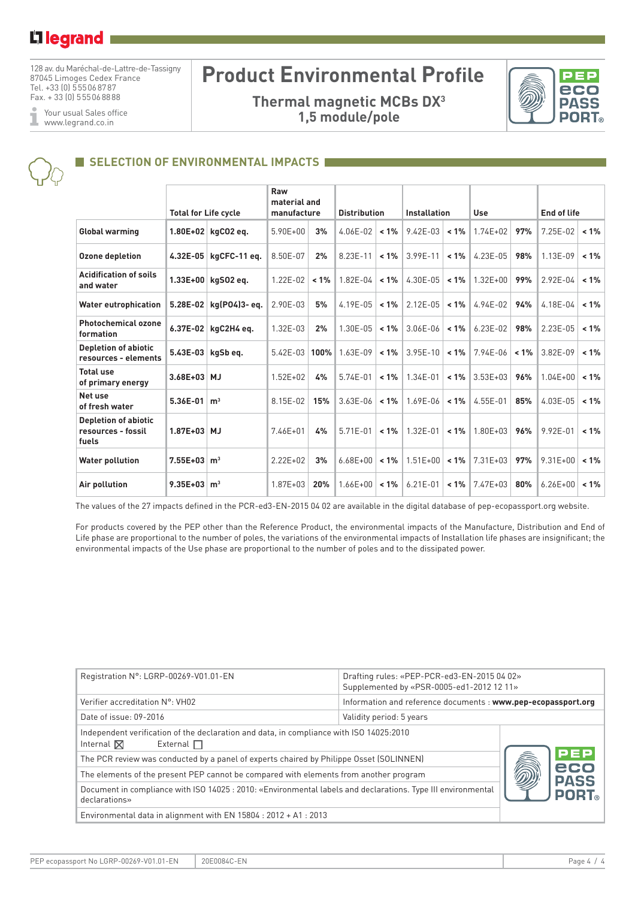128 av. du Maréchal-de-Lattre-de-Tassigny
87045 Limoges Cedex France
Tel. +33 (0) 5 55 06 87 87
Fax. + 33 (0) 5 55 06 88 88

Your usual Sales office
www.legrand.co.in

# Product Environmental Profile

## Thermal magnetic MCBs DX[3] 1,5 module/pole

## SELECTION OF ENVIRONMENTAL IMPACTS

| | Total for Life cycle | | Raw material and manufacture | | Distribution | | Installation | | Use | | End of life | |
|---|---|---|---|---|---|---|---|---|---|---|---|---|
| **Global warming** | **1.80E+02** | **kgCO2 eq.** | 5.90E+00 | **3%** | 4.06E-02 | **< 1%** | 9.42E-03 | **< 1%** | 1.74E+02 | **97%** | 7.25E-02 | **< 1%** |
| **Ozone depletion** | **4.32E-05** | **kgCFC-11 eq.** | 8.50E-07 | **2%** | 8.23E-11 | **< 1%** | 3.99E-11 | **< 1%** | 4.23E-05 | **98%** | 1.13E-09 | **< 1%** |
| **Acidification of soils and water** | **1.33E+00** | **kgSO2 eq.** | 1.22E-02 | **< 1%** | 1.82E-04 | **< 1%** | 4.30E-05 | **< 1%** | 1.32E+00 | **99%** | 2.92E-04 | **< 1%** |
| **Water eutrophication** | **5.28E-02** | **kg(PO4)3- eq.** | 2.90E-03 | **5%** | 4.19E-05 | **< 1%** | 2.12E-05 | **< 1%** | 4.94E-02 | **94%** | 4.18E-04 | **< 1%** |
| **Photochemical ozone formation** | **6.37E-02** | **kgC2H4 eq.** | 1.32E-03 | **2%** | 1.30E-05 | **< 1%** | 3.06E-06 | **< 1%** | 6.23E-02 | **98%** | 2.23E-05 | **< 1%** |
| **Depletion of abiotic resources - elements** | **5.43E-03** | **kgSb eq.** | 5.42E-03 | **100%** | 1.63E-09 | **< 1%** | 3.95E-10 | **< 1%** | 7.94E-06 | **< 1%** | 3.82E-09 | **< 1%** |
| **Total use of primary energy** | **3.68E+03** | **MJ** | 1.52E+02 | **4%** | 5.74E-01 | **< 1%** | 1.34E-01 | **< 1%** | 3.53E+03 | **96%** | 1.04E+00 | **< 1%** |
| **Net use of fresh water** | **5.36E-01** | **m³** | 8.15E-02 | **15%** | 3.63E-06 | **< 1%** | 1.69E-06 | **< 1%** | 4.55E-01 | **85%** | 4.03E-05 | **< 1%** |
| **Depletion of abiotic resources - fossil fuels** | **1.87E+03** | **MJ** | 7.46E+01 | **4%** | 5.71E-01 | **< 1%** | 1.32E-01 | **< 1%** | 1.80E+03 | **96%** | 9.92E-01 | **< 1%** |
| **Water pollution** | **7.55E+03** | **m³** | 2.22E+02 | **3%** | 6.68E+00 | **< 1%** | 1.51E+00 | **< 1%** | 7.31E+03 | **97%** | 9.31E+00 | **< 1%** |
| **Air pollution** | **9.35E+03** | **m³** | 1.87E+03 | **20%** | 1.66E+00 | **< 1%** | 6.21E-01 | **< 1%** | 7.47E+03 | **80%** | 6.26E+00 | **< 1%** |

The values of the 27 impacts defined in the PCR-ed3-EN-2015 04 02 are available in the digital database of pep-ecopassport.org website.

For products covered by the PEP other than the Reference Product, the environmental impacts of the Manufacture, Distribution and End of Life phase are proportional to the number of poles, the variations of the environmental impacts of Installation life phases are insignificant; the environmental impacts of the Use phase are proportional to the number of poles and to the dissipated power.

| | |
|---|---|
| Registration N°: LGRP-00269-V01.01-EN | Drafting rules: «PEP-PCR-ed3-EN-2015 04 02» Supplemented by «PSR-0005-ed1-2012 12 11» |
| Verifier accreditation N°: VH02 | Information and reference documents : **www.pep-ecopassport.org** |
| Date of issue: 09-2016 | Validity period: 5 years |
| Independent verification of the declaration and data, in compliance with ISO 14025:2010 Internal ☒ External ☐ | |
| The PCR review was conducted by a panel of experts chaired by Philippe Osset (SOLINNEN) | |
| The elements of the present PEP cannot be compared with elements from another program | |
| Document in compliance with ISO 14025 : 2010: «Environmental labels and declarations. Type III environmental declarations» | |
| Environmental data in alignment with EN 15804 : 2012 + A1 : 2013 | |

PEP ecopassport No LGRP-00269-V01.01-EN | 20E0084C-EN